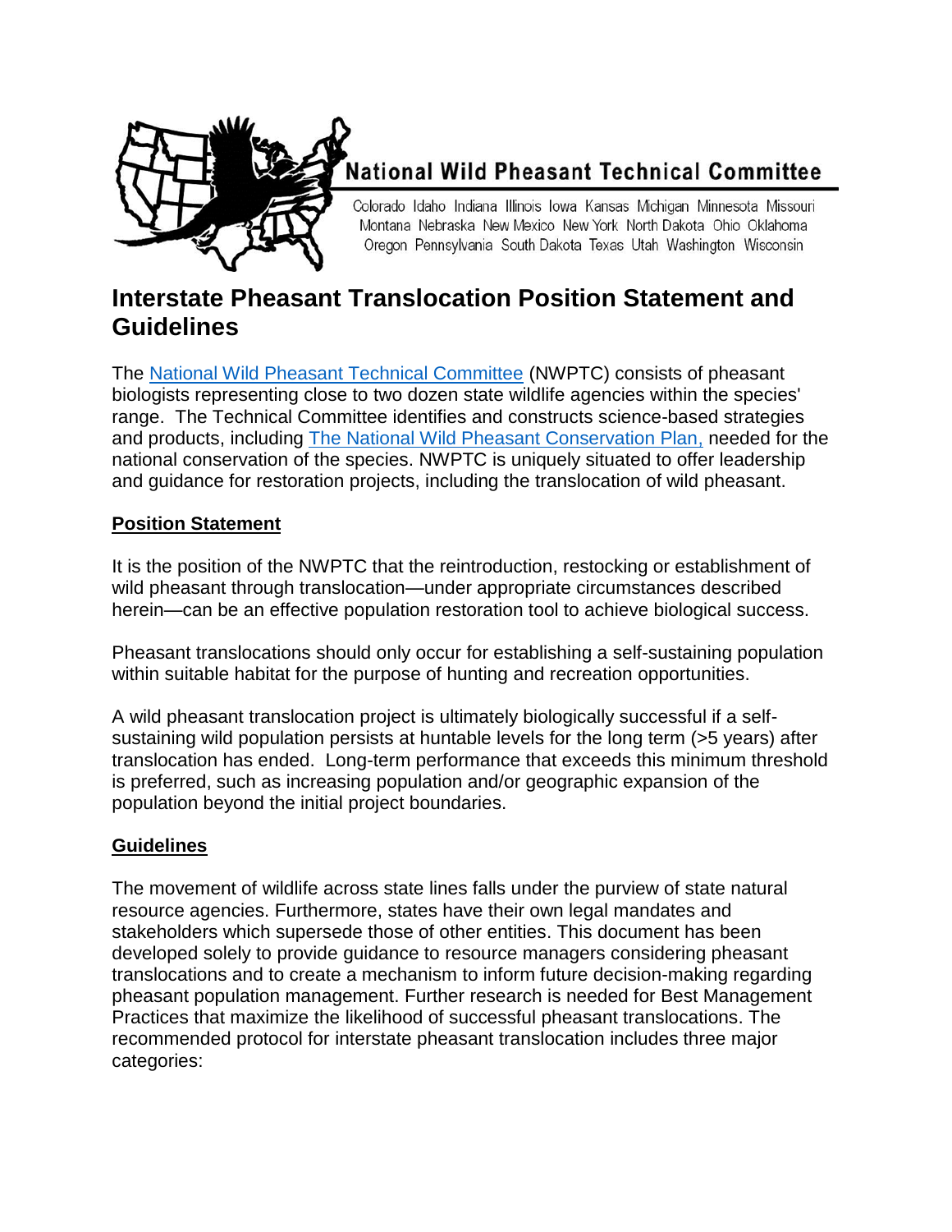National Wild Pheasant Technical Committee

Colorado Idaho Indiana Illinois Iowa Kansas Michigan Minnesota Missouri Montana Nebraska New Mexico New York North Dakota Ohio Oklahoma Oregon Pennsylvania South Dakota Texas Utah Washington Wisconsin

# Interstate Pheasant Translocation Position Statement and Guidelines

The National Wild Pheasant Technical Committee (NWPTC) consists of pheasant biologists representing close to two dozen state wildlife agencies within the species' range. The Technical Committee identifies and constructs science-based strategies and products, including The National Wild Pheasant Conservation Plan, needed for the national conservation of the species. NWPTC is uniquely situated to offer leadership and guidance for restoration projects, including the translocation of wild pheasant.

## Position Statement

It is the position of the NWPTC that the reintroduction, restocking or establishment of wild pheasant through translocation—under appropriate circumstances described herein—can be an effective population restoration tool to achieve biological success.

Pheasant translocations should only occur for establishing a self-sustaining population within suitable habitat for the purpose of hunting and recreation opportunities.

A wild pheasant translocation project is ultimately biologically successful if a self-sustaining wild population persists at huntable levels for the long term (>5 years) after translocation has ended. Long-term performance that exceeds this minimum threshold is preferred, such as increasing population and/or geographic expansion of the population beyond the initial project boundaries.

## Guidelines

The movement of wildlife across state lines falls under the purview of state natural resource agencies. Furthermore, states have their own legal mandates and stakeholders which supersede those of other entities. This document has been developed solely to provide guidance to resource managers considering pheasant translocations and to create a mechanism to inform future decision-making regarding pheasant population management. Further research is needed for Best Management Practices that maximize the likelihood of successful pheasant translocations. The recommended protocol for interstate pheasant translocation includes three major categories: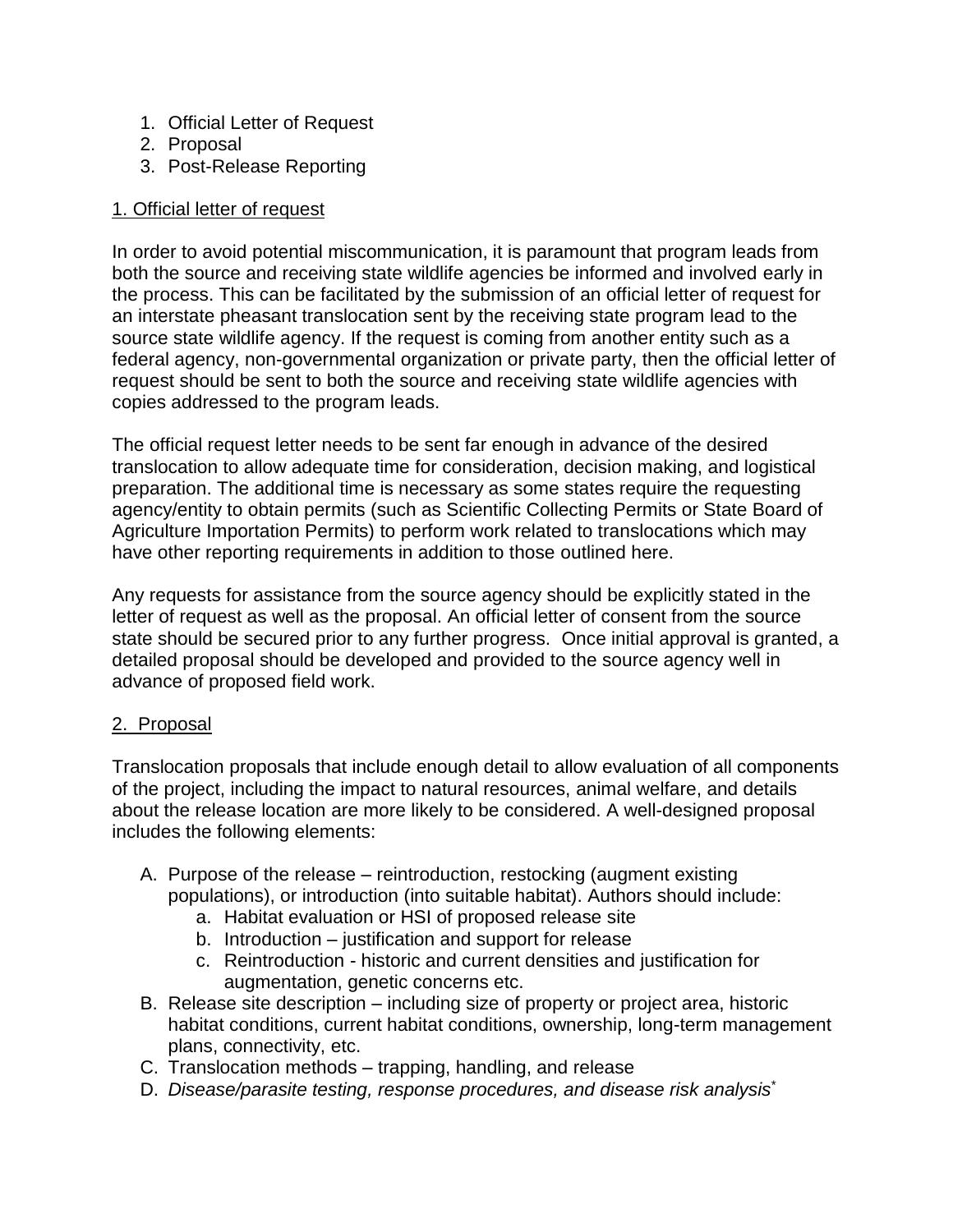1. Official Letter of Request
2. Proposal
3. Post-Release Reporting

## 1. Official letter of request

In order to avoid potential miscommunication, it is paramount that program leads from both the source and receiving state wildlife agencies be informed and involved early in the process. This can be facilitated by the submission of an official letter of request for an interstate pheasant translocation sent by the receiving state program lead to the source state wildlife agency. If the request is coming from another entity such as a federal agency, non-governmental organization or private party, then the official letter of request should be sent to both the source and receiving state wildlife agencies with copies addressed to the program leads.

The official request letter needs to be sent far enough in advance of the desired translocation to allow adequate time for consideration, decision making, and logistical preparation. The additional time is necessary as some states require the requesting agency/entity to obtain permits (such as Scientific Collecting Permits or State Board of Agriculture Importation Permits) to perform work related to translocations which may have other reporting requirements in addition to those outlined here.

Any requests for assistance from the source agency should be explicitly stated in the letter of request as well as the proposal. An official letter of consent from the source state should be secured prior to any further progress. Once initial approval is granted, a detailed proposal should be developed and provided to the source agency well in advance of proposed field work.

## 2. Proposal

Translocation proposals that include enough detail to allow evaluation of all components of the project, including the impact to natural resources, animal welfare, and details about the release location are more likely to be considered. A well-designed proposal includes the following elements:

A. Purpose of the release – reintroduction, restocking (augment existing populations), or introduction (into suitable habitat). Authors should include:
    a. Habitat evaluation or HSI of proposed release site
    b. Introduction – justification and support for release
    c. Reintroduction - historic and current densities and justification for augmentation, genetic concerns etc.
B. Release site description – including size of property or project area, historic habitat conditions, current habitat conditions, ownership, long-term management plans, connectivity, etc.
C. Translocation methods – trapping, handling, and release
D. *Disease/parasite testing, response procedures, and disease risk analysis*[*]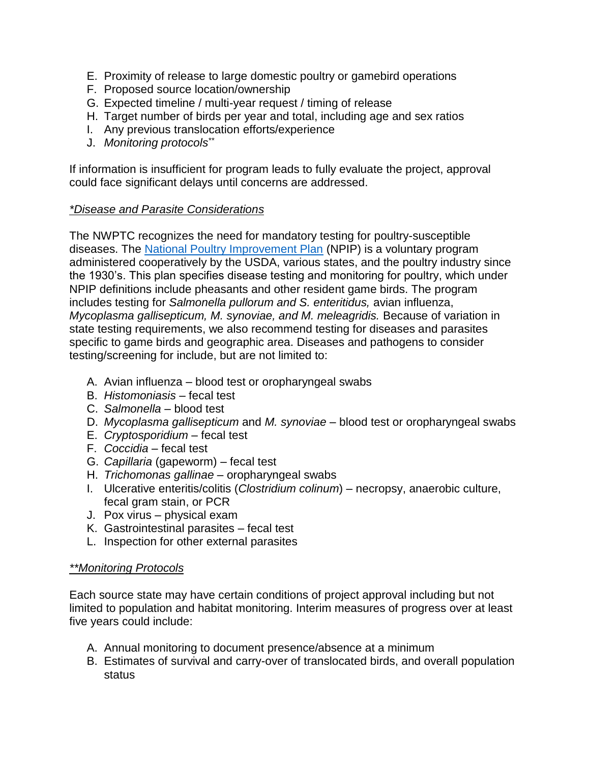E. Proximity of release to large domestic poultry or gamebird operations
F. Proposed source location/ownership
G. Expected timeline / multi-year request / timing of release
H. Target number of birds per year and total, including age and sex ratios
I. Any previous translocation efforts/experience
J. *Monitoring protocols*[**]

If information is insufficient for program leads to fully evaluate the project, approval could face significant delays until concerns are addressed.

*\*Disease and Parasite Considerations*

The NWPTC recognizes the need for mandatory testing for poultry-susceptible diseases. The [National Poultry Improvement Plan](#) (NPIP) is a voluntary program administered cooperatively by the USDA, various states, and the poultry industry since the 1930's. This plan specifies disease testing and monitoring for poultry, which under NPIP definitions include pheasants and other resident game birds. The program includes testing for *Salmonella pullorum and S. enteritidus,* avian influenza, *Mycoplasma gallisepticum, M. synoviae, and M. meleagridis.* Because of variation in state testing requirements, we also recommend testing for diseases and parasites specific to game birds and geographic area. Diseases and pathogens to consider testing/screening for include, but are not limited to:

A. Avian influenza – blood test or oropharyngeal swabs
B. *Histomoniasis* – fecal test
C. *Salmonella* – blood test
D. *Mycoplasma gallisepticum* and *M. synoviae* – blood test or oropharyngeal swabs
E. *Cryptosporidium* – fecal test
F. *Coccidia* – fecal test
G. *Capillaria* (gapeworm) – fecal test
H. *Trichomonas gallinae* – oropharyngeal swabs
I. Ulcerative enteritis/colitis (*Clostridium colinum*) – necropsy, anaerobic culture, fecal gram stain, or PCR
J. Pox virus – physical exam
K. Gastrointestinal parasites – fecal test
L. Inspection for other external parasites

*\*\*Monitoring Protocols*

Each source state may have certain conditions of project approval including but not limited to population and habitat monitoring. Interim measures of progress over at least five years could include:

A. Annual monitoring to document presence/absence at a minimum
B. Estimates of survival and carry-over of translocated birds, and overall population status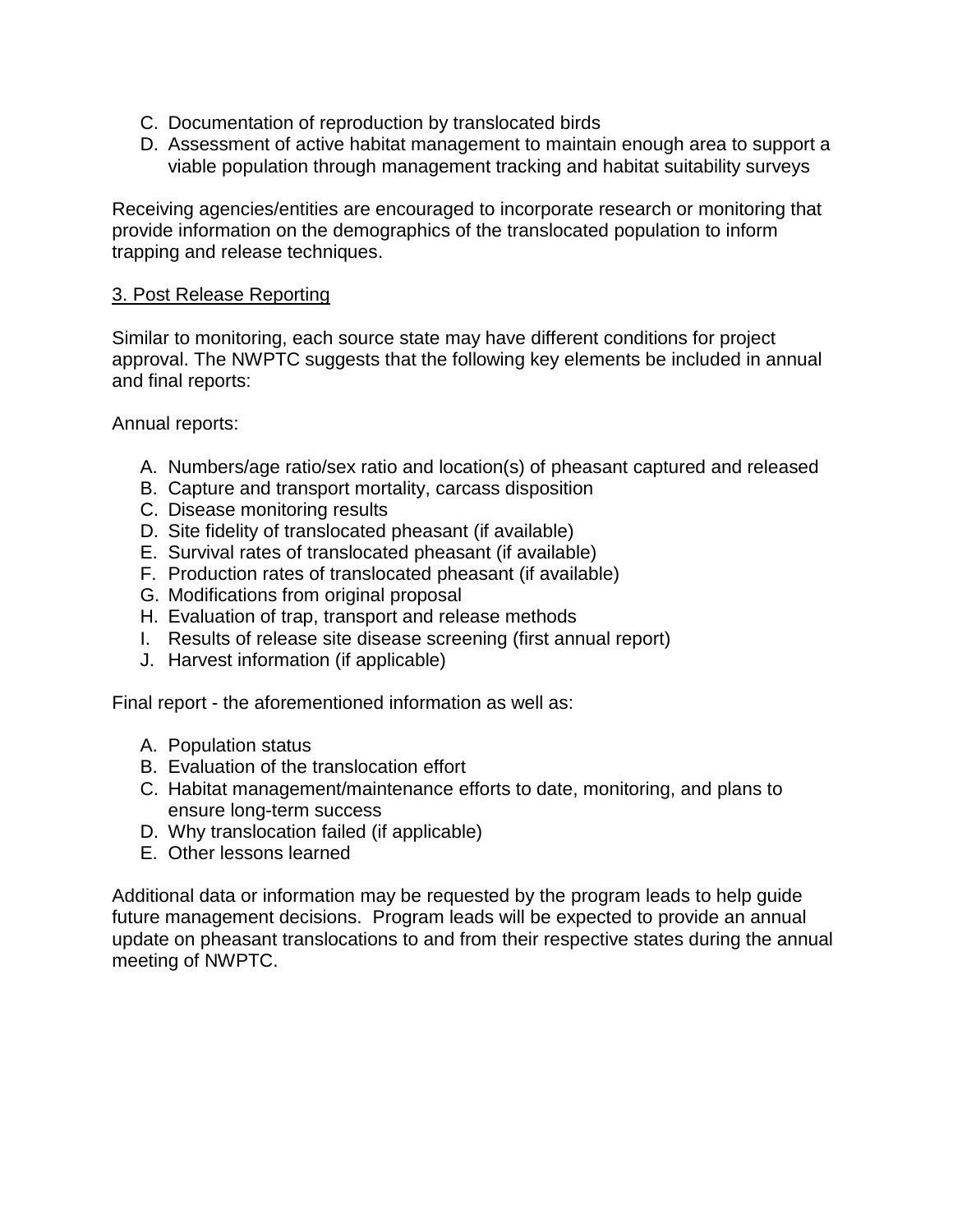C. Documentation of reproduction by translocated birds
D. Assessment of active habitat management to maintain enough area to support a viable population through management tracking and habitat suitability surveys

Receiving agencies/entities are encouraged to incorporate research or monitoring that provide information on the demographics of the translocated population to inform trapping and release techniques.

3. Post Release Reporting

Similar to monitoring, each source state may have different conditions for project approval. The NWPTC suggests that the following key elements be included in annual and final reports:

Annual reports:

A. Numbers/age ratio/sex ratio and location(s) of pheasant captured and released
B. Capture and transport mortality, carcass disposition
C. Disease monitoring results
D. Site fidelity of translocated pheasant (if available)
E. Survival rates of translocated pheasant (if available)
F. Production rates of translocated pheasant (if available)
G. Modifications from original proposal
H. Evaluation of trap, transport and release methods
I. Results of release site disease screening (first annual report)
J. Harvest information (if applicable)

Final report - the aforementioned information as well as:

A. Population status
B. Evaluation of the translocation effort
C. Habitat management/maintenance efforts to date, monitoring, and plans to ensure long-term success
D. Why translocation failed (if applicable)
E. Other lessons learned

Additional data or information may be requested by the program leads to help guide future management decisions. Program leads will be expected to provide an annual update on pheasant translocations to and from their respective states during the annual meeting of NWPTC.